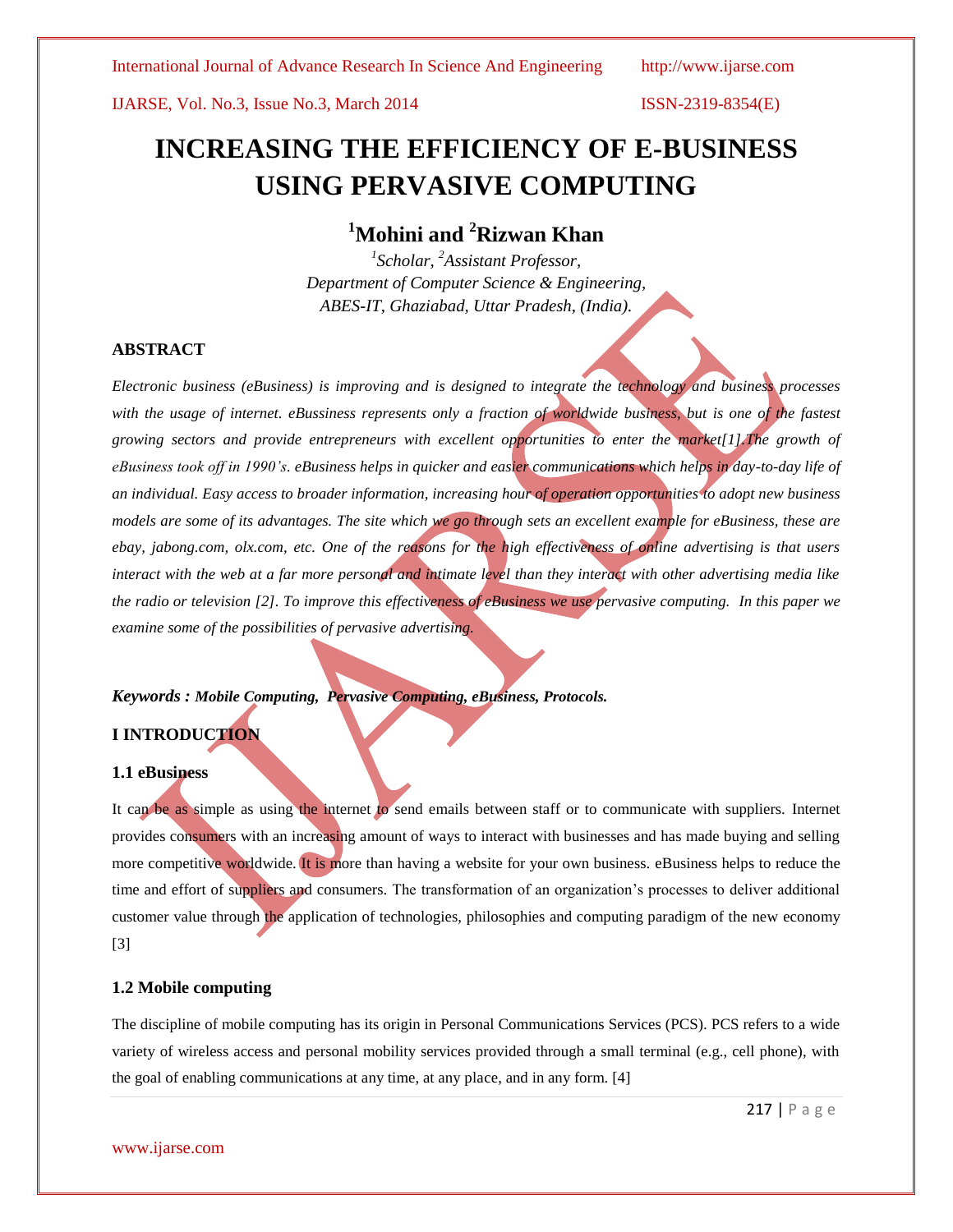# INCREASING THE EFFICIENCY OF E-BUSINESS USING PERVASIVE COMPUTING

**[1]Mohini and [2]Rizwan Khan**

*[1]Scholar, [2]Assistant Professor,*
*Department of Computer Science & Engineering,*
*ABES-IT, Ghaziabad, Uttar Pradesh, (India).*

## ABSTRACT

*Electronic business (eBusiness) is improving and is designed to integrate the technology and business processes with the usage of internet. eBussiness represents only a fraction of worldwide business, but is one of the fastest growing sectors and provide entrepreneurs with excellent opportunities to enter the market[1].The growth of eBusiness took off in 1990's. eBusiness helps in quicker and easier communications which helps in day-to-day life of an individual. Easy access to broader information, increasing hour of operation opportunities to adopt new business models are some of its advantages. The site which we go through sets an excellent example for eBusiness, these are ebay, jabong.com, olx.com, etc. One of the reasons for the high effectiveness of online advertising is that users interact with the web at a far more personal and intimate level than they interact with other advertising media like the radio or television [2]. To improve this effectiveness of eBusiness we use pervasive computing. In this paper we examine some of the possibilities of pervasive advertising.*

***Keywords : Mobile Computing, Pervasive Computing, eBusiness, Protocols.***

## I INTRODUCTION

### 1.1 eBusiness

It can be as simple as using the internet to send emails between staff or to communicate with suppliers. Internet provides consumers with an increasing amount of ways to interact with businesses and has made buying and selling more competitive worldwide. It is more than having a website for your own business. eBusiness helps to reduce the time and effort of suppliers and consumers. The transformation of an organization's processes to deliver additional customer value through the application of technologies, philosophies and computing paradigm of the new economy [3]

### 1.2 Mobile computing

The discipline of mobile computing has its origin in Personal Communications Services (PCS). PCS refers to a wide variety of wireless access and personal mobility services provided through a small terminal (e.g., cell phone), with the goal of enabling communications at any time, at any place, and in any form. [4]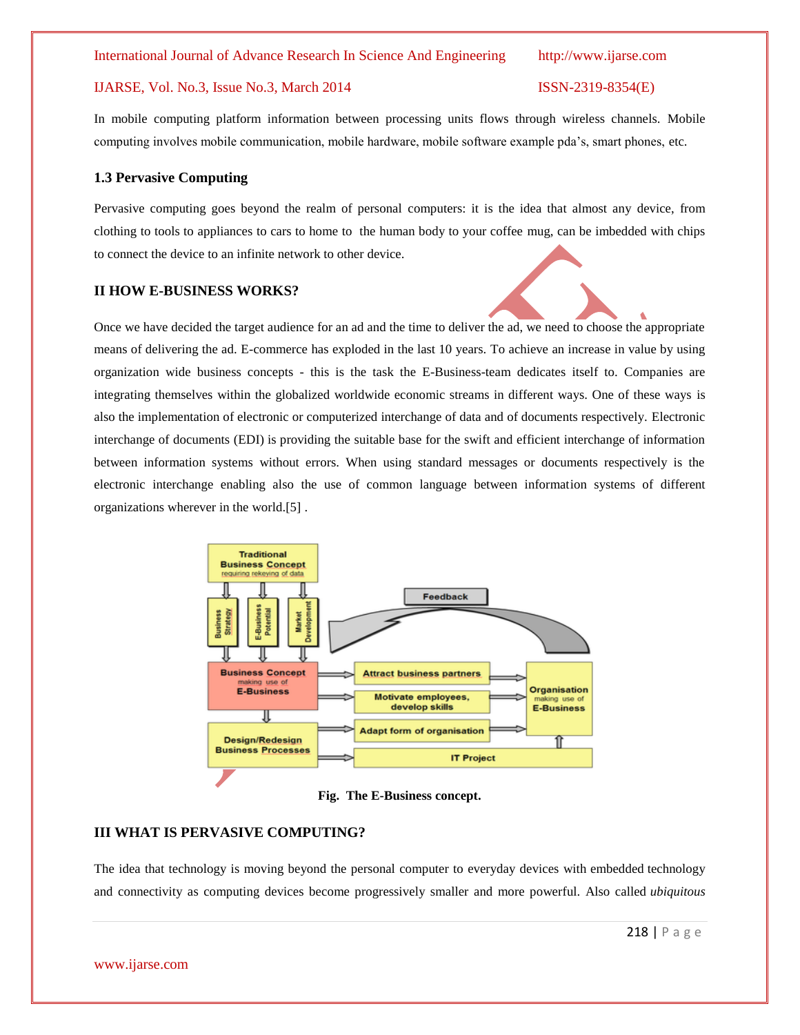In mobile computing platform information between processing units flows through wireless channels. Mobile computing involves mobile communication, mobile hardware, mobile software example pda's, smart phones, etc.

### 1.3 Pervasive Computing

Pervasive computing goes beyond the realm of personal computers: it is the idea that almost any device, from clothing to tools to appliances to cars to home to the human body to your coffee mug, can be imbedded with chips to connect the device to an infinite network to other device.

## II HOW E-BUSINESS WORKS?

Once we have decided the target audience for an ad and the time to deliver the ad, we need to choose the appropriate means of delivering the ad. E-commerce has exploded in the last 10 years. To achieve an increase in value by using organization wide business concepts - this is the task the E-Business-team dedicates itself to. Companies are integrating themselves within the globalized worldwide economic streams in different ways. One of these ways is also the implementation of electronic or computerized interchange of data and of documents respectively. Electronic interchange of documents (EDI) is providing the suitable base for the swift and efficient interchange of information between information systems without errors. When using standard messages or documents respectively is the electronic interchange enabling also the use of common language between information systems of different organizations wherever in the world.[5] .

**Fig. The E-Business concept.**

## III WHAT IS PERVASIVE COMPUTING?

The idea that technology is moving beyond the personal computer to everyday devices with embedded technology and connectivity as computing devices become progressively smaller and more powerful. Also called *ubiquitous*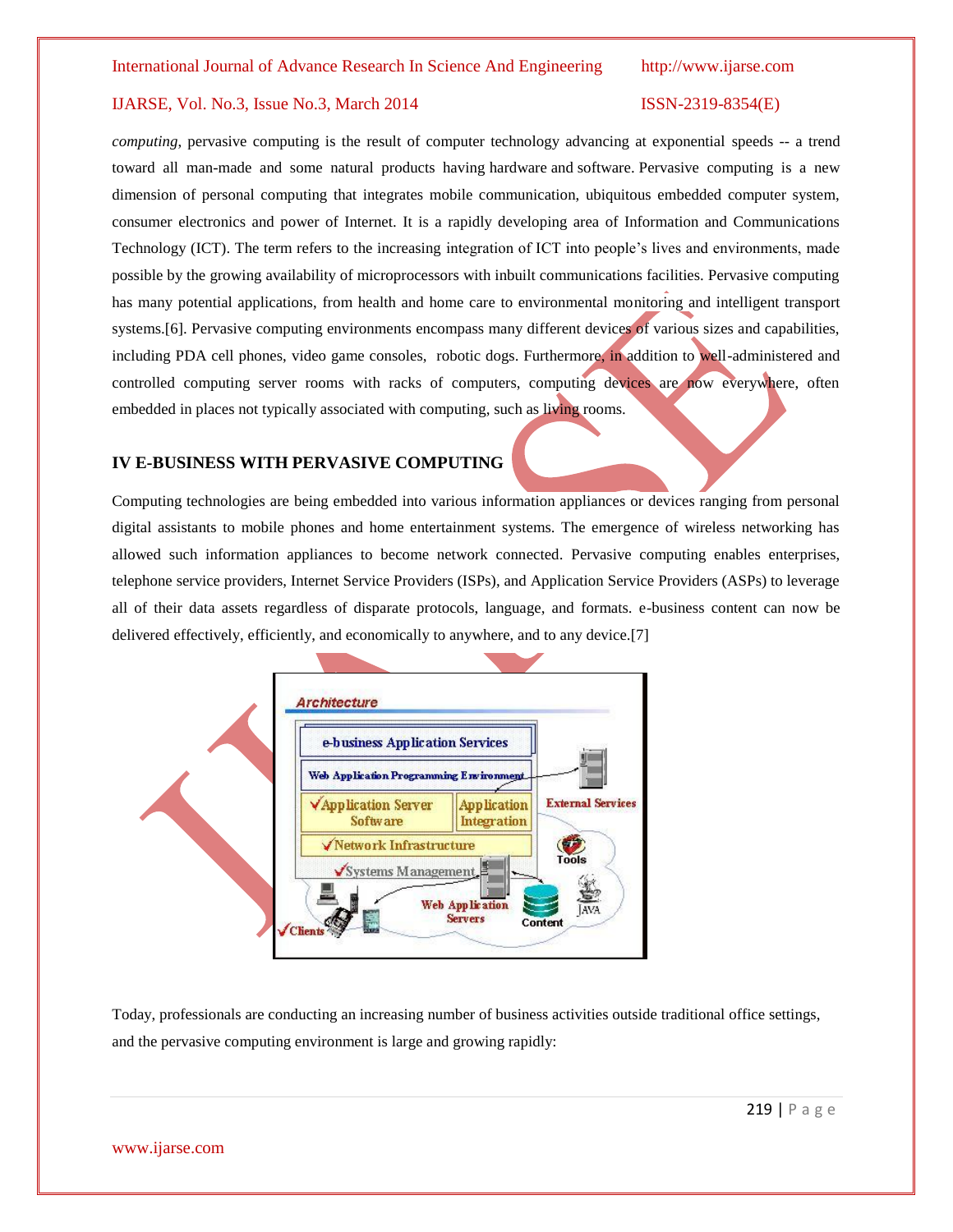*computing*, pervasive computing is the result of computer technology advancing at exponential speeds -- a trend toward all man-made and some natural products having hardware and software. Pervasive computing is a new dimension of personal computing that integrates mobile communication, ubiquitous embedded computer system, consumer electronics and power of Internet. It is a rapidly developing area of Information and Communications Technology (ICT). The term refers to the increasing integration of ICT into people's lives and environments, made possible by the growing availability of microprocessors with inbuilt communications facilities. Pervasive computing has many potential applications, from health and home care to environmental monitoring and intelligent transport systems.[6]. Pervasive computing environments encompass many different devices of various sizes and capabilities, including PDA cell phones, video game consoles, robotic dogs. Furthermore, in addition to well-administered and controlled computing server rooms with racks of computers, computing devices are now everywhere, often embedded in places not typically associated with computing, such as living rooms.

## IV E-BUSINESS WITH PERVASIVE COMPUTING

Computing technologies are being embedded into various information appliances or devices ranging from personal digital assistants to mobile phones and home entertainment systems. The emergence of wireless networking has allowed such information appliances to become network connected. Pervasive computing enables enterprises, telephone service providers, Internet Service Providers (ISPs), and Application Service Providers (ASPs) to leverage all of their data assets regardless of disparate protocols, language, and formats. e-business content can now be delivered effectively, efficiently, and economically to anywhere, and to any device.[7]

Today, professionals are conducting an increasing number of business activities outside traditional office settings, and the pervasive computing environment is large and growing rapidly: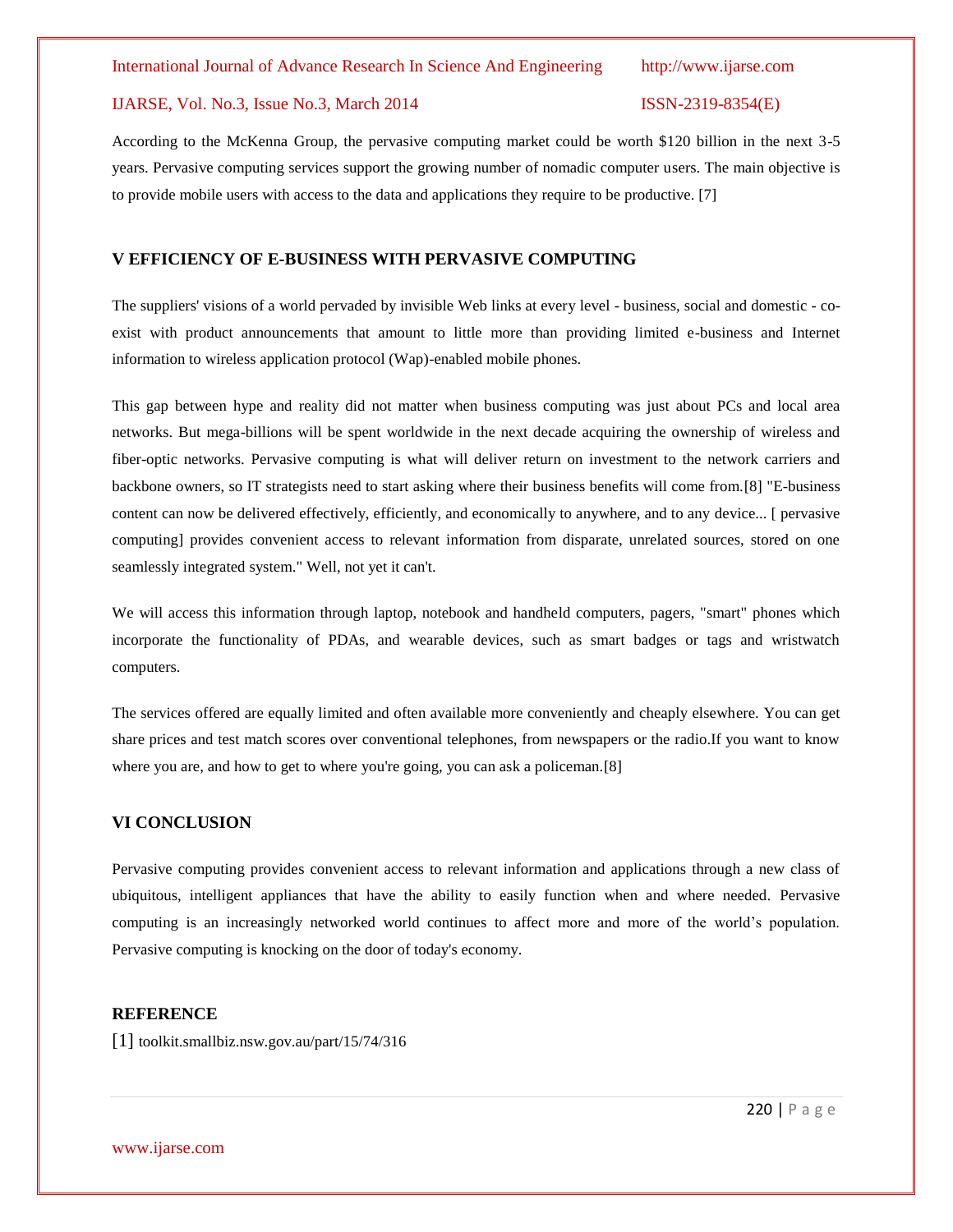According to the McKenna Group, the pervasive computing market could be worth $120 billion in the next 3-5 years. Pervasive computing services support the growing number of nomadic computer users. The main objective is to provide mobile users with access to the data and applications they require to be productive. [7]

## V EFFICIENCY OF E-BUSINESS WITH PERVASIVE COMPUTING

The suppliers' visions of a world pervaded by invisible Web links at every level - business, social and domestic - co-exist with product announcements that amount to little more than providing limited e-business and Internet information to wireless application protocol (Wap)-enabled mobile phones.

This gap between hype and reality did not matter when business computing was just about PCs and local area networks. But mega-billions will be spent worldwide in the next decade acquiring the ownership of wireless and fiber-optic networks. Pervasive computing is what will deliver return on investment to the network carriers and backbone owners, so IT strategists need to start asking where their business benefits will come from.[8] "E-business content can now be delivered effectively, efficiently, and economically to anywhere, and to any device... [ pervasive computing] provides convenient access to relevant information from disparate, unrelated sources, stored on one seamlessly integrated system." Well, not yet it can't.

We will access this information through laptop, notebook and handheld computers, pagers, "smart" phones which incorporate the functionality of PDAs, and wearable devices, such as smart badges or tags and wristwatch computers.

The services offered are equally limited and often available more conveniently and cheaply elsewhere. You can get share prices and test match scores over conventional telephones, from newspapers or the radio.If you want to know where you are, and how to get to where you're going, you can ask a policeman.[8]

## VI CONCLUSION

Pervasive computing provides convenient access to relevant information and applications through a new class of ubiquitous, intelligent appliances that have the ability to easily function when and where needed. Pervasive computing is an increasingly networked world continues to affect more and more of the world's population. Pervasive computing is knocking on the door of today's economy.

## REFERENCE

[1] toolkit.smallbiz.nsw.gov.au/part/15/74/316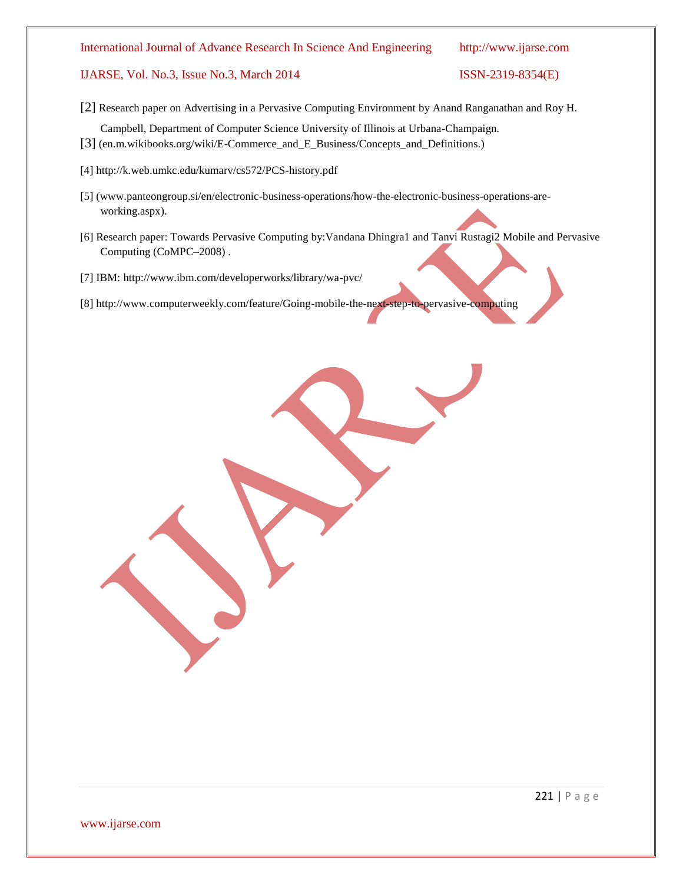[2] Research paper on Advertising in a Pervasive Computing Environment by Anand Ranganathan and Roy H. Campbell, Department of Computer Science University of Illinois at Urbana-Champaign.

[3] (en.m.wikibooks.org/wiki/E-Commerce_and_E_Business/Concepts_and_Definitions.)

[4] http://k.web.umkc.edu/kumarv/cs572/PCS-history.pdf

[5] (www.panteongroup.si/en/electronic-business-operations/how-the-electronic-business-operations-are-working.aspx).

[6] Research paper: Towards Pervasive Computing by:Vandana Dhingra1 and Tanvi Rustagi2 Mobile and Pervasive Computing (CoMPC–2008) .

[7] IBM: http://www.ibm.com/developerworks/library/wa-pvc/

[8] http://www.computerweekly.com/feature/Going-mobile-the-next-step-to-pervasive-computing